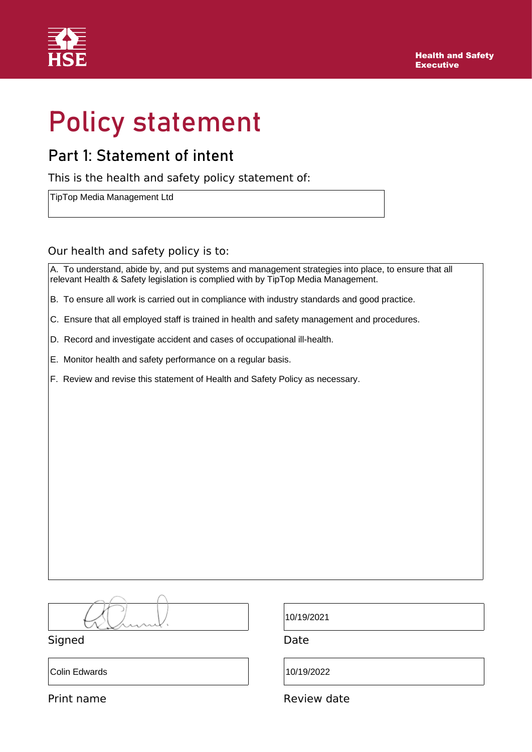Health and Safety Executive

# Policy statement

## Part 1: Statement of intent

This is the health and safety policy statement of:

TipTop Media Management Ltd

Our health and safety policy is to:

A. To understand, abide by, and put systems and management strategies into place, to ensure that all relevant Health & Safety legislation is complied with by TipTop Media Management.

B. To ensure all work is carried out in compliance with industry standards and good practice.

C. Ensure that all employed staff is trained in health and safety management and procedures.

D. Record and investigate accident and cases of occupational ill-health.

E. Monitor health and safety performance on a regular basis.

F. Review and revise this statement of Health and Safety Policy as necessary.

Signed: [signature]

Date: 10/19/2021

Print name: Colin Edwards

Review date: 10/19/2022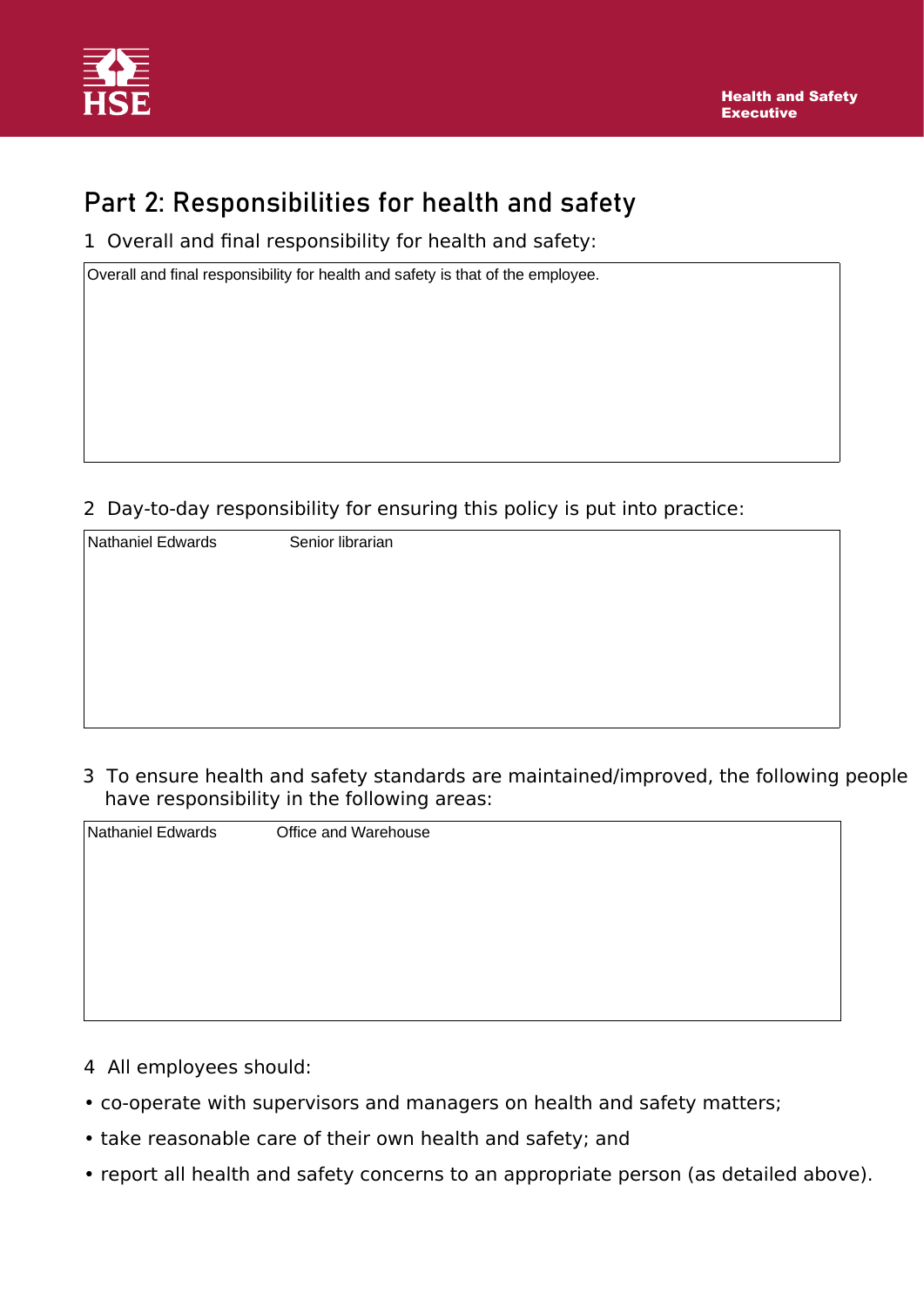## Part 2: Responsibilities for health and safety

1 Overall and final responsibility for health and safety:

Overall and final responsibility for health and safety is that of the employee.

2 Day-to-day responsibility for ensuring this policy is put into practice:

| | |
|---|---|
| Nathaniel Edwards | Senior librarian |

3 To ensure health and safety standards are maintained/improved, the following people have responsibility in the following areas:

| | |
|---|---|
| Nathaniel Edwards | Office and Warehouse |

4 All employees should:

- co-operate with supervisors and managers on health and safety matters;
- take reasonable care of their own health and safety; and
- report all health and safety concerns to an appropriate person (as detailed above).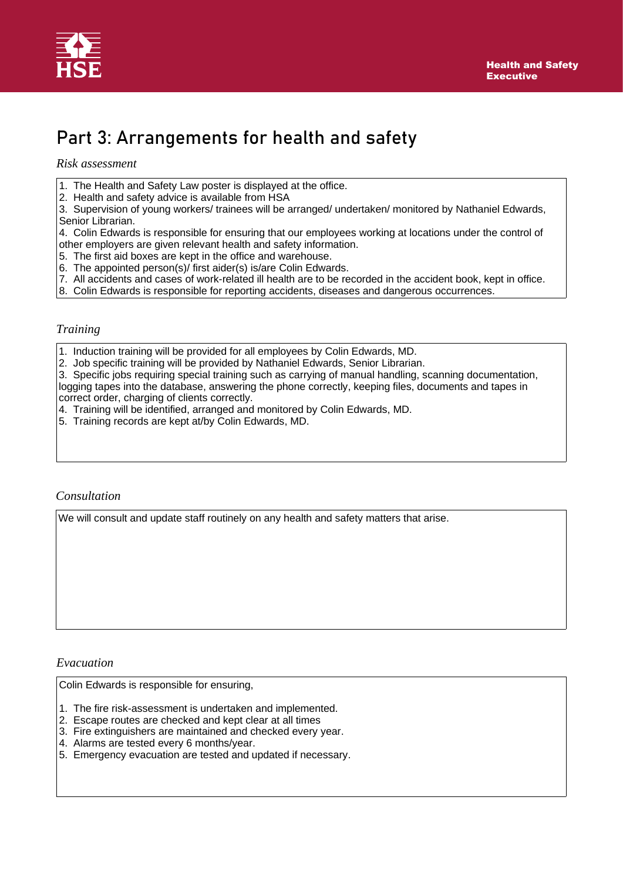## Part 3: Arrangements for health and safety

*Risk assessment*

1. The Health and Safety Law poster is displayed at the office.
2. Health and safety advice is available from HSA
3. Supervision of young workers/ trainees will be arranged/ undertaken/ monitored by Nathaniel Edwards, Senior Librarian.
4. Colin Edwards is responsible for ensuring that our employees working at locations under the control of other employers are given relevant health and safety information.
5. The first aid boxes are kept in the office and warehouse.
6. The appointed person(s)/ first aider(s) is/are Colin Edwards.
7. All accidents and cases of work-related ill health are to be recorded in the accident book, kept in office.
8. Colin Edwards is responsible for reporting accidents, diseases and dangerous occurrences.

*Training*

1. Induction training will be provided for all employees by Colin Edwards, MD.
2. Job specific training will be provided by Nathaniel Edwards, Senior Librarian.
3. Specific jobs requiring special training such as carrying of manual handling, scanning documentation, logging tapes into the database, answering the phone correctly, keeping files, documents and tapes in correct order, charging of clients correctly.
4. Training will be identified, arranged and monitored by Colin Edwards, MD.
5. Training records are kept at/by Colin Edwards, MD.

*Consultation*

We will consult and update staff routinely on any health and safety matters that arise.

*Evacuation*

Colin Edwards is responsible for ensuring,

1. The fire risk-assessment is undertaken and implemented.
2. Escape routes are checked and kept clear at all times
3. Fire extinguishers are maintained and checked every year.
4. Alarms are tested every 6 months/year.
5. Emergency evacuation are tested and updated if necessary.